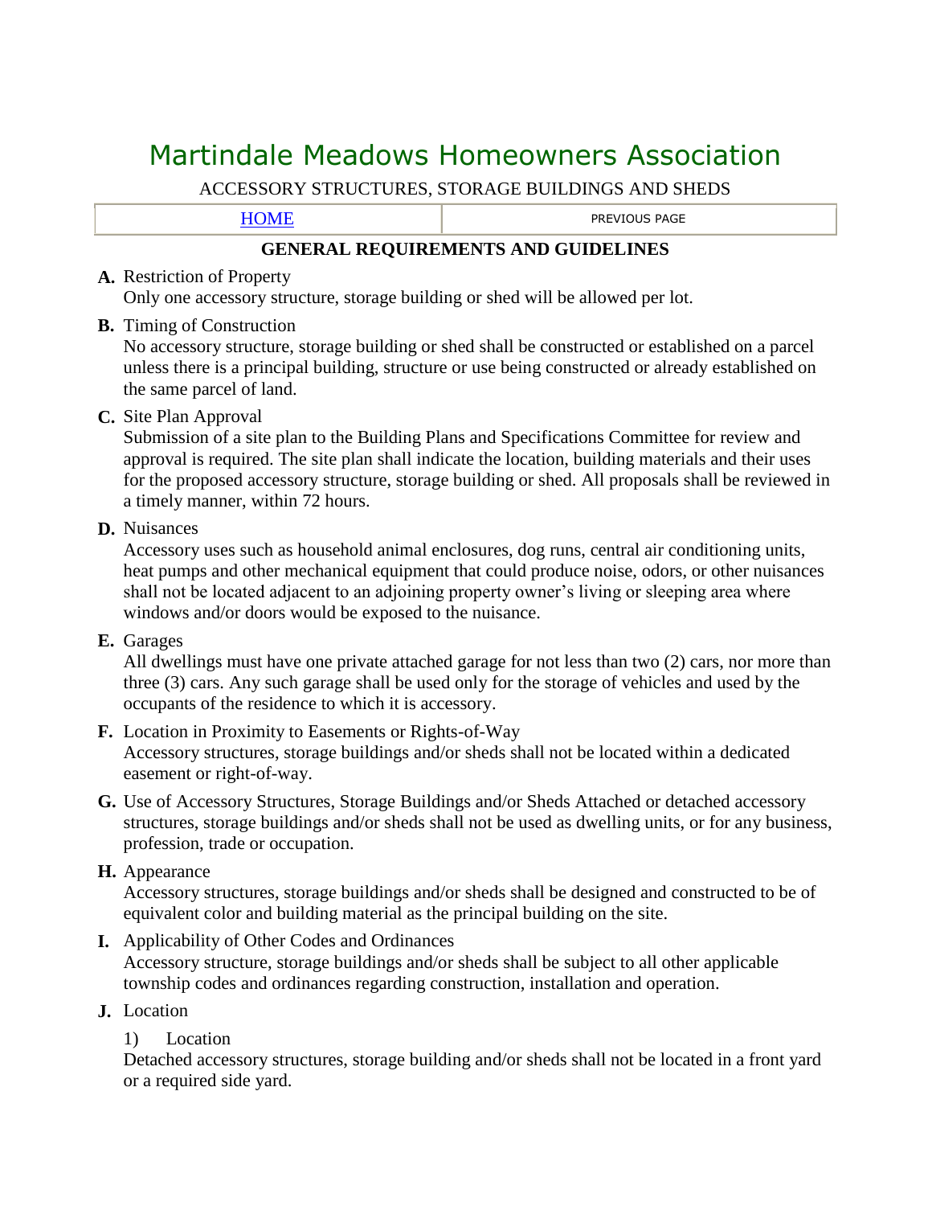# Martindale Meadows Homeowners Association

ACCESSORY STRUCTURES, STORAGE BUILDINGS AND SHEDS

| HOME | PREVIOUS PAGE |
|---|---|

## GENERAL REQUIREMENTS AND GUIDELINES

**A.** Restriction of Property
Only one accessory structure, storage building or shed will be allowed per lot.

**B.** Timing of Construction
No accessory structure, storage building or shed shall be constructed or established on a parcel unless there is a principal building, structure or use being constructed or already established on the same parcel of land.

**C.** Site Plan Approval
Submission of a site plan to the Building Plans and Specifications Committee for review and approval is required. The site plan shall indicate the location, building materials and their uses for the proposed accessory structure, storage building or shed. All proposals shall be reviewed in a timely manner, within 72 hours.

**D.** Nuisances
Accessory uses such as household animal enclosures, dog runs, central air conditioning units, heat pumps and other mechanical equipment that could produce noise, odors, or other nuisances shall not be located adjacent to an adjoining property owner's living or sleeping area where windows and/or doors would be exposed to the nuisance.

**E.** Garages
All dwellings must have one private attached garage for not less than two (2) cars, nor more than three (3) cars. Any such garage shall be used only for the storage of vehicles and used by the occupants of the residence to which it is accessory.

**F.** Location in Proximity to Easements or Rights-of-Way
Accessory structures, storage buildings and/or sheds shall not be located within a dedicated easement or right-of-way.

**G.** Use of Accessory Structures, Storage Buildings and/or Sheds Attached or detached accessory structures, storage buildings and/or sheds shall not be used as dwelling units, or for any business, profession, trade or occupation.

**H.** Appearance
Accessory structures, storage buildings and/or sheds shall be designed and constructed to be of equivalent color and building material as the principal building on the site.

**I.** Applicability of Other Codes and Ordinances
Accessory structure, storage buildings and/or sheds shall be subject to all other applicable township codes and ordinances regarding construction, installation and operation.

**J.** Location

1) Location
Detached accessory structures, storage building and/or sheds shall not be located in a front yard or a required side yard.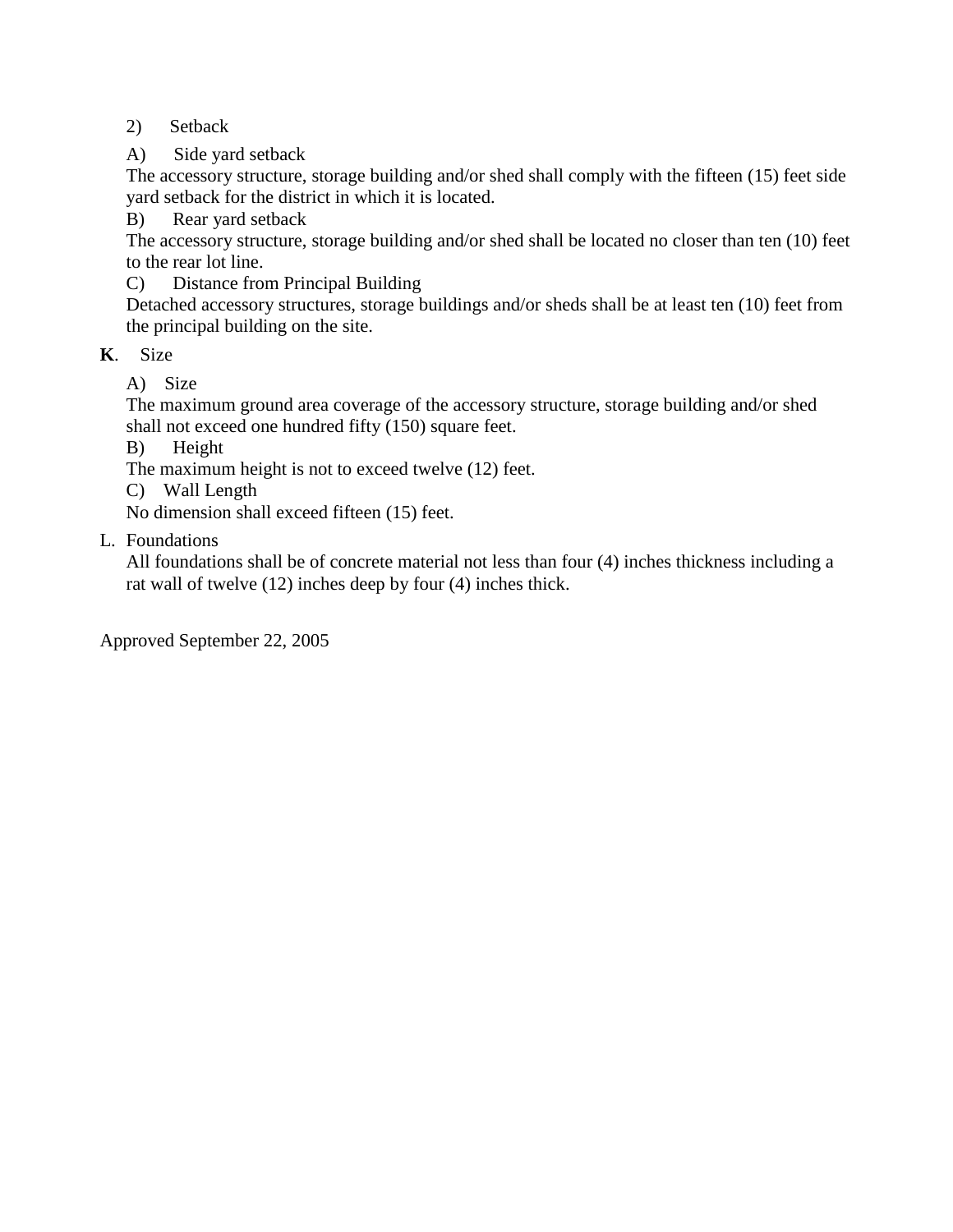2) Setback

A) Side yard setback

The accessory structure, storage building and/or shed shall comply with the fifteen (15) feet side yard setback for the district in which it is located.

B) Rear yard setback

The accessory structure, storage building and/or shed shall be located no closer than ten (10) feet to the rear lot line.

C) Distance from Principal Building

Detached accessory structures, storage buildings and/or sheds shall be at least ten (10) feet from the principal building on the site.

**K**. Size

A) Size

The maximum ground area coverage of the accessory structure, storage building and/or shed shall not exceed one hundred fifty (150) square feet.

B) Height

The maximum height is not to exceed twelve (12) feet.

C) Wall Length

No dimension shall exceed fifteen (15) feet.

L. Foundations

All foundations shall be of concrete material not less than four (4) inches thickness including a rat wall of twelve (12) inches deep by four (4) inches thick.

Approved September 22, 2005